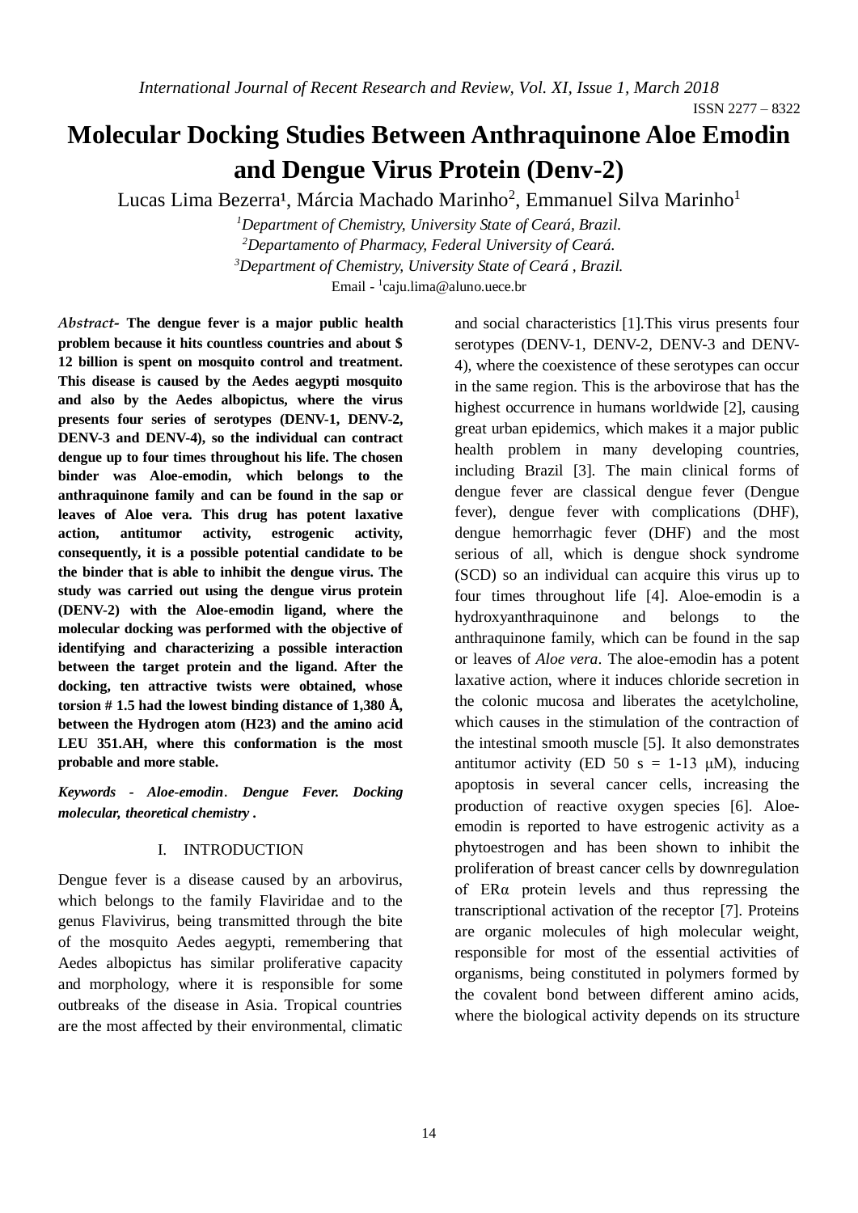# Molecular Docking Studies Between Anthraquinone Aloe Emodin and Dengue Virus Protein (Denv-2)

Lucas Lima Bezerra[1], Márcia Machado Marinho[2], Emmanuel Silva Marinho[1]

[1]Department of Chemistry, University State of Ceará, Brazil.
[2]Departamento of Pharmacy, Federal University of Ceará.
[3]Department of Chemistry, University State of Ceará , Brazil.
Email - [1]caju.lima@aluno.uece.br

***Abstract*- The dengue fever is a major public health problem because it hits countless countries and about $ 12 billion is spent on mosquito control and treatment. This disease is caused by the Aedes aegypti mosquito and also by the Aedes albopictus, where the virus presents four series of serotypes (DENV-1, DENV-2, DENV-3 and DENV-4), so the individual can contract dengue up to four times throughout his life. The chosen binder was Aloe-emodin, which belongs to the anthraquinone family and can be found in the sap or leaves of Aloe vera. This drug has potent laxative action, antitumor activity, estrogenic activity, consequently, it is a possible potential candidate to be the binder that is able to inhibit the dengue virus. The study was carried out using the dengue virus protein (DENV-2) with the Aloe-emodin ligand, where the molecular docking was performed with the objective of identifying and characterizing a possible interaction between the target protein and the ligand. After the docking, ten attractive twists were obtained, whose torsion # 1.5 had the lowest binding distance of 1,380 Å, between the Hydrogen atom (H23) and the amino acid LEU 351.AH, where this conformation is the most probable and more stable.**

***Keywords - Aloe-emodin. Dengue Fever. Docking molecular, theoretical chemistry .***

## I. INTRODUCTION

Dengue fever is a disease caused by an arbovirus, which belongs to the family Flaviridae and to the genus Flavivirus, being transmitted through the bite of the mosquito Aedes aegypti, remembering that Aedes albopictus has similar proliferative capacity and morphology, where it is responsible for some outbreaks of the disease in Asia. Tropical countries are the most affected by their environmental, climatic and social characteristics [1].This virus presents four serotypes (DENV-1, DENV-2, DENV-3 and DENV-4), where the coexistence of these serotypes can occur in the same region. This is the arbovirose that has the highest occurrence in humans worldwide [2], causing great urban epidemics, which makes it a major public health problem in many developing countries, including Brazil [3]. The main clinical forms of dengue fever are classical dengue fever (Dengue fever), dengue fever with complications (DHF), dengue hemorrhagic fever (DHF) and the most serious of all, which is dengue shock syndrome (SCD) so an individual can acquire this virus up to four times throughout life [4]. Aloe-emodin is a hydroxyanthraquinone and belongs to the anthraquinone family, which can be found in the sap or leaves of *Aloe vera*. The aloe-emodin has a potent laxative action, where it induces chloride secretion in the colonic mucosa and liberates the acetylcholine, which causes in the stimulation of the contraction of the intestinal smooth muscle [5]. It also demonstrates antitumor activity (ED 50 s = 1-13 μM), inducing apoptosis in several cancer cells, increasing the production of reactive oxygen species [6]. Aloe-emodin is reported to have estrogenic activity as a phytoestrogen and has been shown to inhibit the proliferation of breast cancer cells by downregulation of ERα protein levels and thus repressing the transcriptional activation of the receptor [7]. Proteins are organic molecules of high molecular weight, responsible for most of the essential activities of organisms, being constituted in polymers formed by the covalent bond between different amino acids, where the biological activity depends on its structure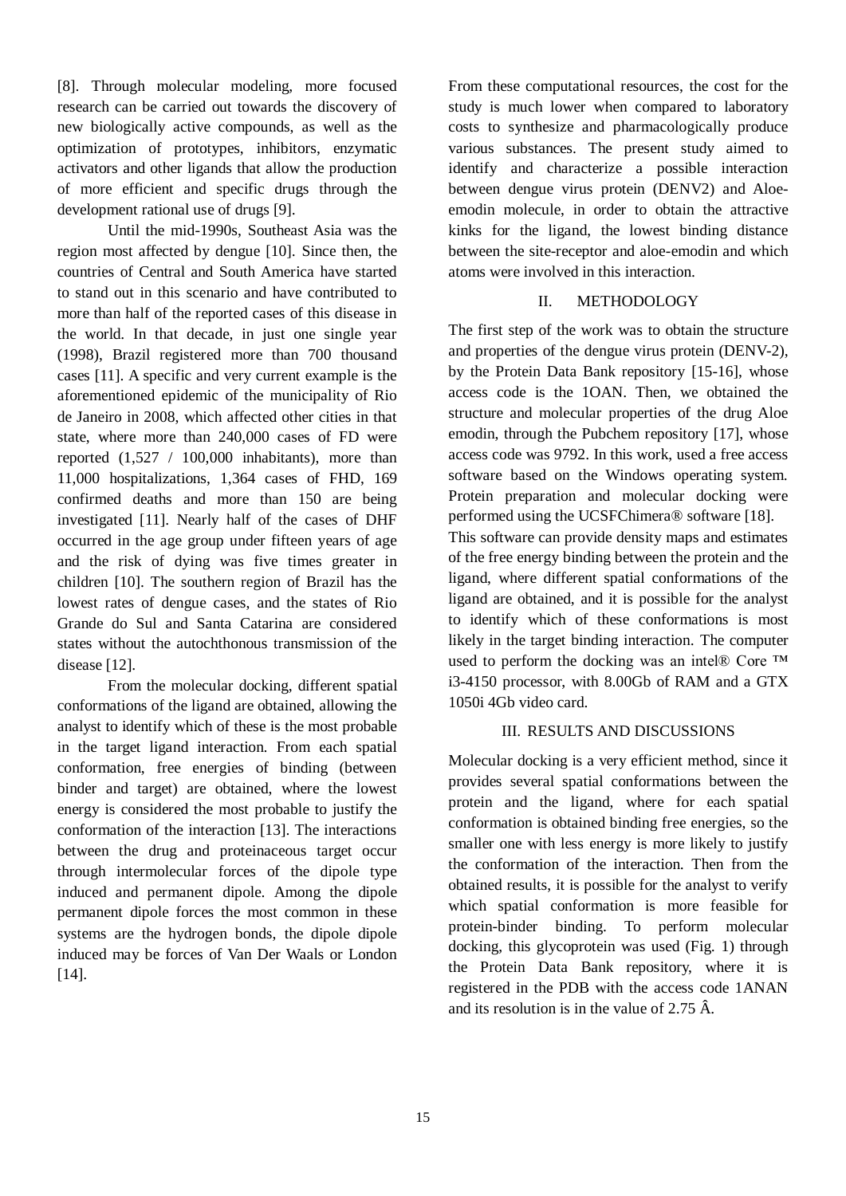[8]. Through molecular modeling, more focused research can be carried out towards the discovery of new biologically active compounds, as well as the optimization of prototypes, inhibitors, enzymatic activators and other ligands that allow the production of more efficient and specific drugs through the development rational use of drugs [9].

Until the mid-1990s, Southeast Asia was the region most affected by dengue [10]. Since then, the countries of Central and South America have started to stand out in this scenario and have contributed to more than half of the reported cases of this disease in the world. In that decade, in just one single year (1998), Brazil registered more than 700 thousand cases [11]. A specific and very current example is the aforementioned epidemic of the municipality of Rio de Janeiro in 2008, which affected other cities in that state, where more than 240,000 cases of FD were reported (1,527 / 100,000 inhabitants), more than 11,000 hospitalizations, 1,364 cases of FHD, 169 confirmed deaths and more than 150 are being investigated [11]. Nearly half of the cases of DHF occurred in the age group under fifteen years of age and the risk of dying was five times greater in children [10]. The southern region of Brazil has the lowest rates of dengue cases, and the states of Rio Grande do Sul and Santa Catarina are considered states without the autochthonous transmission of the disease [12].

From the molecular docking, different spatial conformations of the ligand are obtained, allowing the analyst to identify which of these is the most probable in the target ligand interaction. From each spatial conformation, free energies of binding (between binder and target) are obtained, where the lowest energy is considered the most probable to justify the conformation of the interaction [13]. The interactions between the drug and proteinaceous target occur through intermolecular forces of the dipole type induced and permanent dipole. Among the dipole permanent dipole forces the most common in these systems are the hydrogen bonds, the dipole dipole induced may be forces of Van Der Waals or London [14].

From these computational resources, the cost for the study is much lower when compared to laboratory costs to synthesize and pharmacologically produce various substances. The present study aimed to identify and characterize a possible interaction between dengue virus protein (DENV2) and Aloe-emodin molecule, in order to obtain the attractive kinks for the ligand, the lowest binding distance between the site-receptor and aloe-emodin and which atoms were involved in this interaction.

## II. METHODOLOGY

The first step of the work was to obtain the structure and properties of the dengue virus protein (DENV-2), by the Protein Data Bank repository [15-16], whose access code is the 1OAN. Then, we obtained the structure and molecular properties of the drug Aloe emodin, through the Pubchem repository [17], whose access code was 9792. In this work, used a free access software based on the Windows operating system. Protein preparation and molecular docking were performed using the UCSFChimera® software [18].

This software can provide density maps and estimates of the free energy binding between the protein and the ligand, where different spatial conformations of the ligand are obtained, and it is possible for the analyst to identify which of these conformations is most likely in the target binding interaction. The computer used to perform the docking was an intel® Core ™ i3-4150 processor, with 8.00Gb of RAM and a GTX 1050i 4Gb video card.

## III. RESULTS AND DISCUSSIONS

Molecular docking is a very efficient method, since it provides several spatial conformations between the protein and the ligand, where for each spatial conformation is obtained binding free energies, so the smaller one with less energy is more likely to justify the conformation of the interaction. Then from the obtained results, it is possible for the analyst to verify which spatial conformation is more feasible for protein-binder binding. To perform molecular docking, this glycoprotein was used (Fig. 1) through the Protein Data Bank repository, where it is registered in the PDB with the access code 1ANAN and its resolution is in the value of 2.75 Â.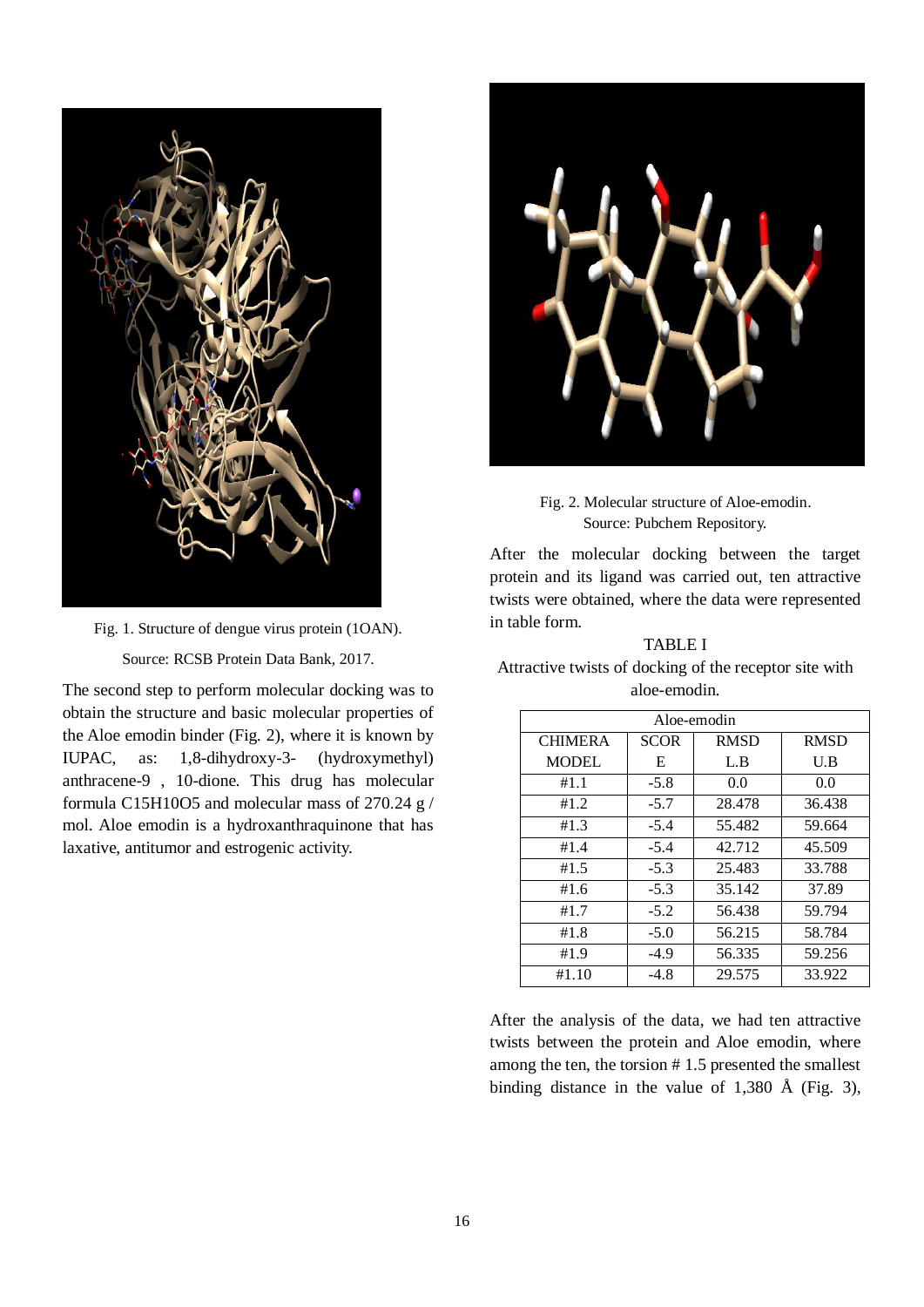Fig. 1. Structure of dengue virus protein (1OAN).

Source: RCSB Protein Data Bank, 2017.

The second step to perform molecular docking was to obtain the structure and basic molecular properties of the Aloe emodin binder (Fig. 2), where it is known by IUPAC, as: 1,8-dihydroxy-3- (hydroxymethyl) anthracene-9 , 10-dione. This drug has molecular formula $C_{15}H_{10}O_5$ and molecular mass of 270.24 g / mol. Aloe emodin is a hydroxanthraquinone that has laxative, antitumor and estrogenic activity.

Fig. 2. Molecular structure of Aloe-emodin.
Source: Pubchem Repository.

After the molecular docking between the target protein and its ligand was carried out, ten attractive twists were obtained, where the data were represented in table form.

TABLE I
Attractive twists of docking of the receptor site with aloe-emodin.

| Aloe-emodin | | | |
|---|---|---|---|
| CHIMERA MODEL | SCORE | RMSD L.B | RMSD U.B |
| #1.1 | -5.8 | 0.0 | 0.0 |
| #1.2 | -5.7 | 28.478 | 36.438 |
| #1.3 | -5.4 | 55.482 | 59.664 |
| #1.4 | -5.4 | 42.712 | 45.509 |
| #1.5 | -5.3 | 25.483 | 33.788 |
| #1.6 | -5.3 | 35.142 | 37.89 |
| #1.7 | -5.2 | 56.438 | 59.794 |
| #1.8 | -5.0 | 56.215 | 58.784 |
| #1.9 | -4.9 | 56.335 | 59.256 |
| #1.10 | -4.8 | 29.575 | 33.922 |

After the analysis of the data, we had ten attractive twists between the protein and Aloe emodin, where among the ten, the torsion # 1.5 presented the smallest binding distance in the value of 1,380 Å (Fig. 3),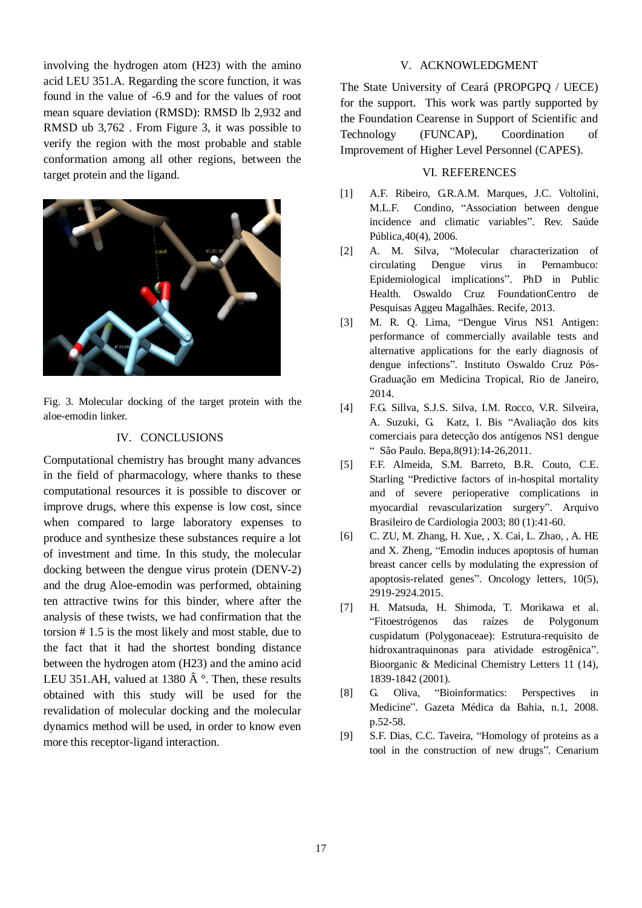involving the hydrogen atom (H23) with the amino acid LEU 351.A. Regarding the score function, it was found in the value of -6.9 and for the values of root mean square deviation (RMSD): RMSD lb 2,932 and RMSD ub 3,762 . From Figure 3, it was possible to verify the region with the most probable and stable conformation among all other regions, between the target protein and the ligand.

Fig. 3. Molecular docking of the target protein with the aloe-emodin linker.

## IV. CONCLUSIONS

Computational chemistry has brought many advances in the field of pharmacology, where thanks to these computational resources it is possible to discover or improve drugs, where this expense is low cost, since when compared to large laboratory expenses to produce and synthesize these substances require a lot of investment and time. In this study, the molecular docking between the dengue virus protein (DENV-2) and the drug Aloe-emodin was performed, obtaining ten attractive twins for this binder, where after the analysis of these twists, we had confirmation that the torsion # 1.5 is the most likely and most stable, due to the fact that it had the shortest bonding distance between the hydrogen atom (H23) and the amino acid LEU 351.AH, valued at 1380 Â °. Then, these results obtained with this study will be used for the revalidation of molecular docking and the molecular dynamics method will be used, in order to know even more this receptor-ligand interaction.

## V. ACKNOWLEDGMENT

The State University of Ceará (PROPGPQ / UECE) for the support. This work was partly supported by the Foundation Cearense in Support of Scientific and Technology (FUNCAP), Coordination of Improvement of Higher Level Personnel (CAPES).

## VI. REFERENCES

[1] A.F. Ribeiro, G.R.A.M. Marques, J.C. Voltolini, M.L.F. Condino, "Association between dengue incidence and climatic variables". Rev. Saúde Pública,40(4), 2006.

[2] A. M. Silva, "Molecular characterization of circulating Dengue virus in Pernambuco: Epidemiological implications". PhD in Public Health. Oswaldo Cruz FoundationCentro de Pesquisas Aggeu Magalhães. Recife, 2013.

[3] M. R. Q. Lima, "Dengue Virus NS1 Antigen: performance of commercially available tests and alternative applications for the early diagnosis of dengue infections". Instituto Oswaldo Cruz Pós-Graduação em Medicina Tropical, Rio de Janeiro, 2014.

[4] F.G. Sillva, S.J.S. Silva, I.M. Rocco, V.R. Silveira, A. Suzuki, G. Katz, I. Bis "Avaliação dos kits comerciais para detecção dos antígenos NS1 dengue " São Paulo. Bepa,8(91):14-26,2011.

[5] F.F. Almeida, S.M. Barreto, B.R. Couto, C.E. Starling "Predictive factors of in-hospital mortality and of severe perioperative complications in myocardial revascularization surgery". Arquivo Brasileiro de Cardiologia 2003; 80 (1):41-60.

[6] C. ZU, M. Zhang, H. Xue, , X. Cai, L. Zhao, , A. HE and X. Zheng, "Emodin induces apoptosis of human breast cancer cells by modulating the expression of apoptosis-related genes". Oncology letters, 10(5), 2919-2924.2015.

[7] H. Matsuda, H. Shimoda, T. Morikawa et al. "Fitoestrógenos das raízes de Polygonum cuspidatum (Polygonaceae): Estrutura-requisito de hidroxantraquinonas para atividade estrogênica". Bioorganic & Medicinal Chemistry Letters 11 (14), 1839-1842 (2001).

[8] G. Oliva, "Bioinformatics: Perspectives in Medicine". Gazeta Médica da Bahia, n.1, 2008. p.52-58.

[9] S.F. Dias, C.C. Taveira, "Homology of proteins as a tool in the construction of new drugs". Cenarium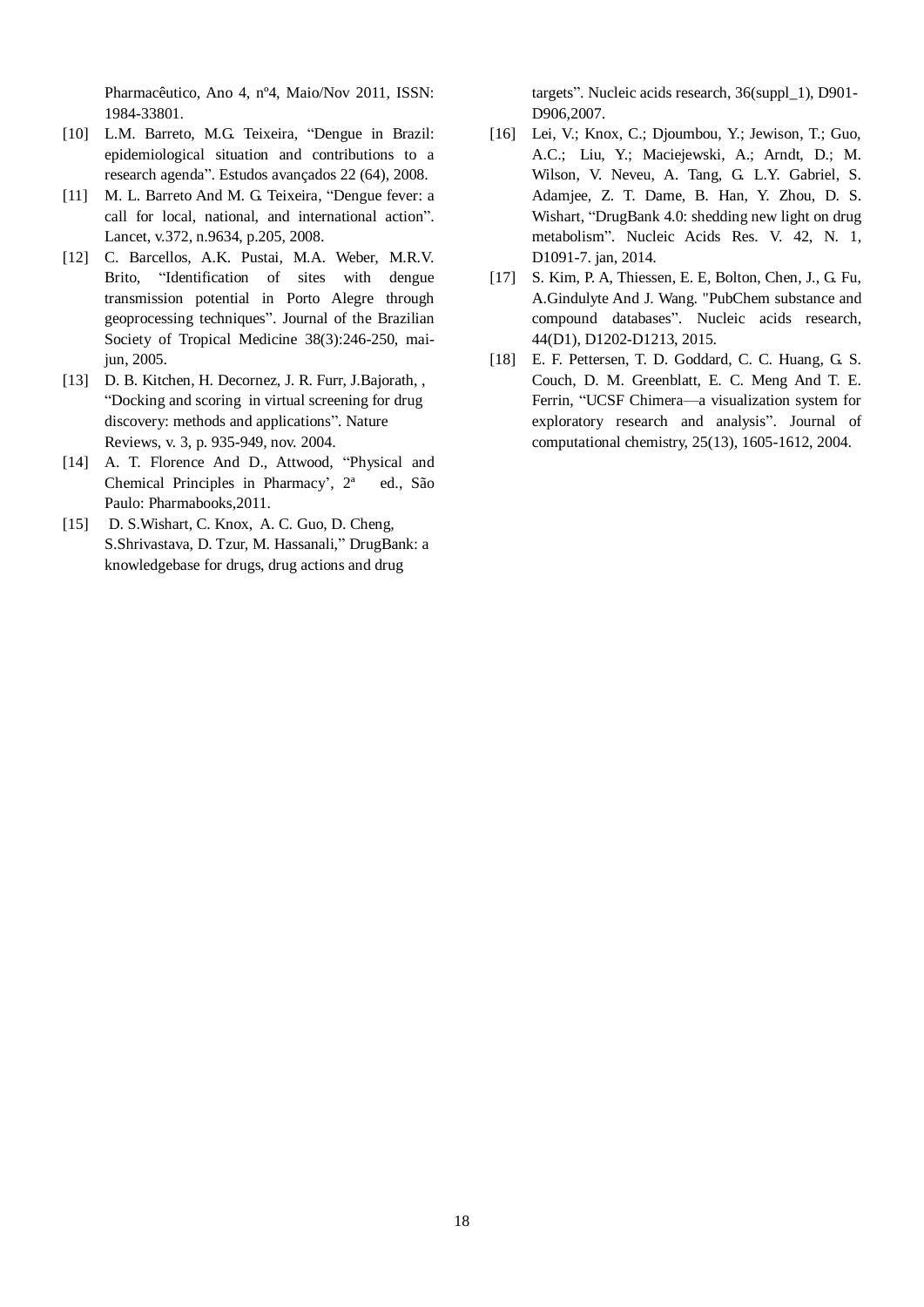Pharmacêutico, Ano 4, nº4, Maio/Nov 2011, ISSN: 1984-33801.

[10] L.M. Barreto, M.G. Teixeira, "Dengue in Brazil: epidemiological situation and contributions to a research agenda". Estudos avançados 22 (64), 2008.

[11] M. L. Barreto And M. G. Teixeira, "Dengue fever: a call for local, national, and international action". Lancet, v.372, n.9634, p.205, 2008.

[12] C. Barcellos, A.K. Pustai, M.A. Weber, M.R.V. Brito, "Identification of sites with dengue transmission potential in Porto Alegre through geoprocessing techniques". Journal of the Brazilian Society of Tropical Medicine 38(3):246-250, mai-jun, 2005.

[13] D. B. Kitchen, H. Decornez, J. R. Furr, J.Bajorath, , "Docking and scoring in virtual screening for drug discovery: methods and applications". Nature Reviews, v. 3, p. 935-949, nov. 2004.

[14] A. T. Florence And D., Attwood, "Physical and Chemical Principles in Pharmacy', 2ª ed., São Paulo: Pharmabooks,2011.

[15] D. S.Wishart, C. Knox, A. C. Guo, D. Cheng, S.Shrivastava, D. Tzur, M. Hassanali," DrugBank: a knowledgebase for drugs, drug actions and drug targets". Nucleic acids research, 36(suppl_1), D901-D906,2007.

[16] Lei, V.; Knox, C.; Djoumbou, Y.; Jewison, T.; Guo, A.C.; Liu, Y.; Maciejewski, A.; Arndt, D.; M. Wilson, V. Neveu, A. Tang, G. L.Y. Gabriel, S. Adamjee, Z. T. Dame, B. Han, Y. Zhou, D. S. Wishart, "DrugBank 4.0: shedding new light on drug metabolism". Nucleic Acids Res. V. 42, N. 1, D1091-7. jan, 2014.

[17] S. Kim, P. A, Thiessen, E. E, Bolton, Chen, J., G. Fu, A.Gindulyte And J. Wang. "PubChem substance and compound databases". Nucleic acids research, 44(D1), D1202-D1213, 2015.

[18] E. F. Pettersen, T. D. Goddard, C. C. Huang, G. S. Couch, D. M. Greenblatt, E. C. Meng And T. E. Ferrin, "UCSF Chimera—a visualization system for exploratory research and analysis". Journal of computational chemistry, 25(13), 1605-1612, 2004.